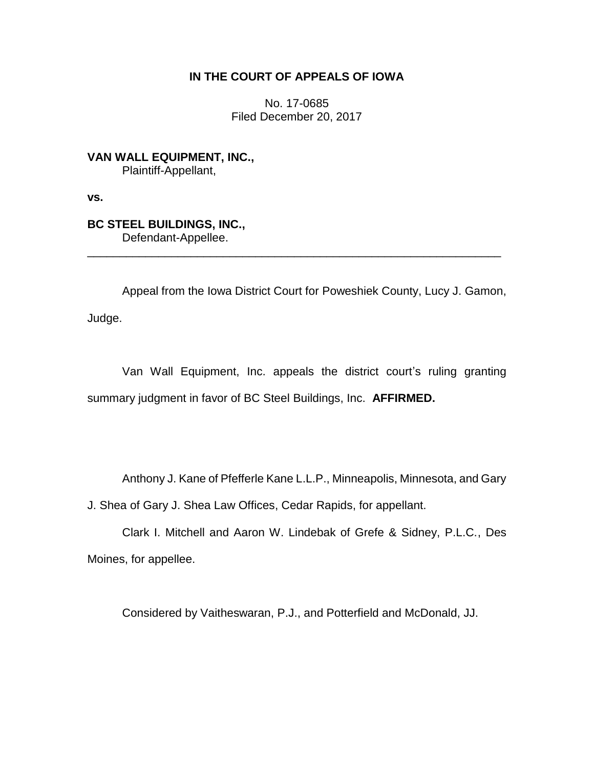**IN THE COURT OF APPEALS OF IOWA**

No. 17-0685
Filed December 20, 2017

**VAN WALL EQUIPMENT, INC.,**
Plaintiff-Appellant,

**vs.**

**BC STEEL BUILDINGS, INC.,**
Defendant-Appellee.

---

Appeal from the Iowa District Court for Poweshiek County, Lucy J. Gamon, Judge.

Van Wall Equipment, Inc. appeals the district court's ruling granting summary judgment in favor of BC Steel Buildings, Inc. **AFFIRMED.**

Anthony J. Kane of Pfefferle Kane L.L.P., Minneapolis, Minnesota, and Gary J. Shea of Gary J. Shea Law Offices, Cedar Rapids, for appellant.

Clark I. Mitchell and Aaron W. Lindebak of Grefe & Sidney, P.L.C., Des Moines, for appellee.

Considered by Vaitheswaran, P.J., and Potterfield and McDonald, JJ.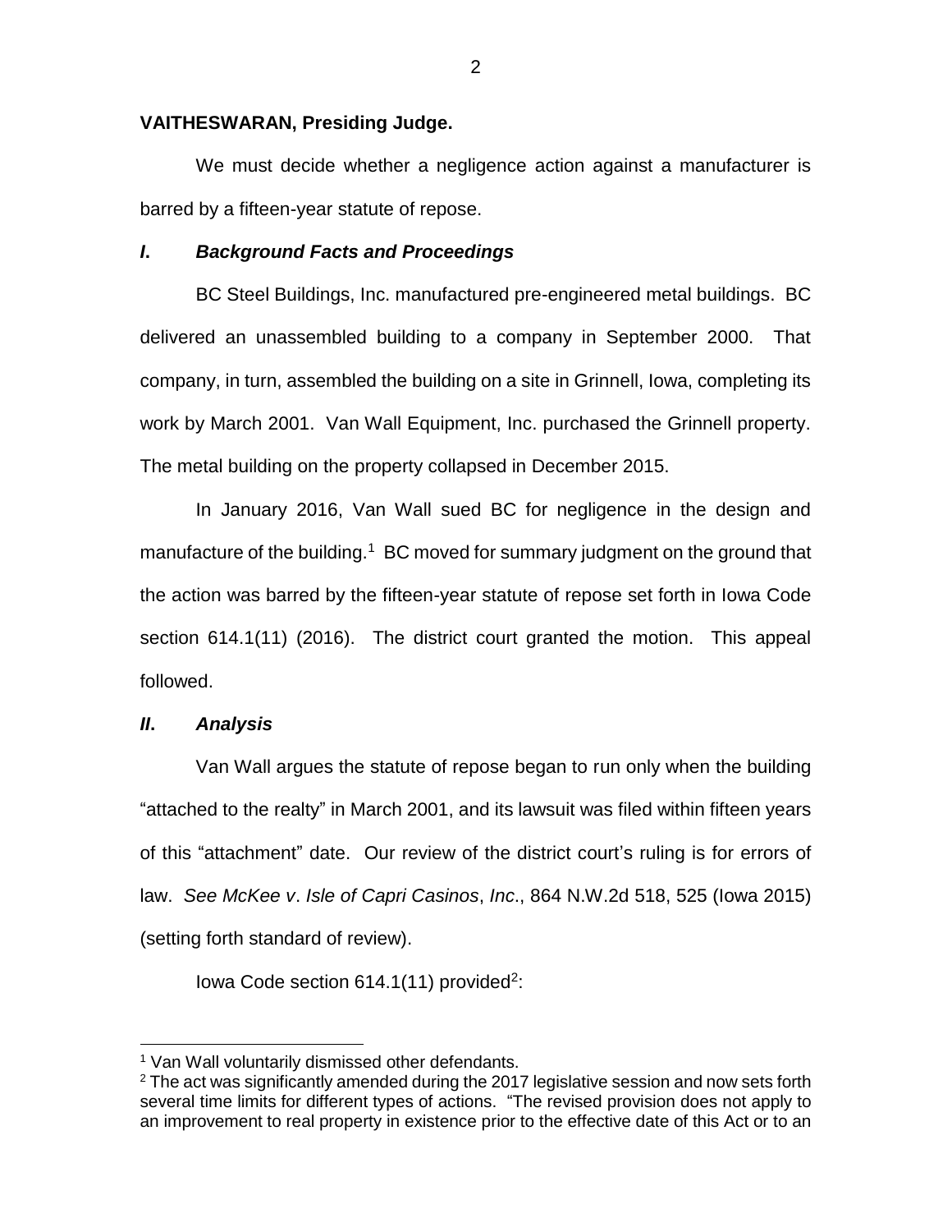**VAITHESWARAN, Presiding Judge.**

We must decide whether a negligence action against a manufacturer is barred by a fifteen-year statute of repose.

## *I. Background Facts and Proceedings*

BC Steel Buildings, Inc. manufactured pre-engineered metal buildings. BC delivered an unassembled building to a company in September 2000. That company, in turn, assembled the building on a site in Grinnell, Iowa, completing its work by March 2001. Van Wall Equipment, Inc. purchased the Grinnell property. The metal building on the property collapsed in December 2015.

In January 2016, Van Wall sued BC for negligence in the design and manufacture of the building.[1] BC moved for summary judgment on the ground that the action was barred by the fifteen-year statute of repose set forth in Iowa Code section 614.1(11) (2016). The district court granted the motion. This appeal followed.

## *II. Analysis*

Van Wall argues the statute of repose began to run only when the building "attached to the realty" in March 2001, and its lawsuit was filed within fifteen years of this "attachment" date. Our review of the district court's ruling is for errors of law. *See McKee v. Isle of Capri Casinos, Inc.*, 864 N.W.2d 518, 525 (Iowa 2015) (setting forth standard of review).

Iowa Code section 614.1(11) provided[2]:

[1] Van Wall voluntarily dismissed other defendants.

[2] The act was significantly amended during the 2017 legislative session and now sets forth several time limits for different types of actions. "The revised provision does not apply to an improvement to real property in existence prior to the effective date of this Act or to an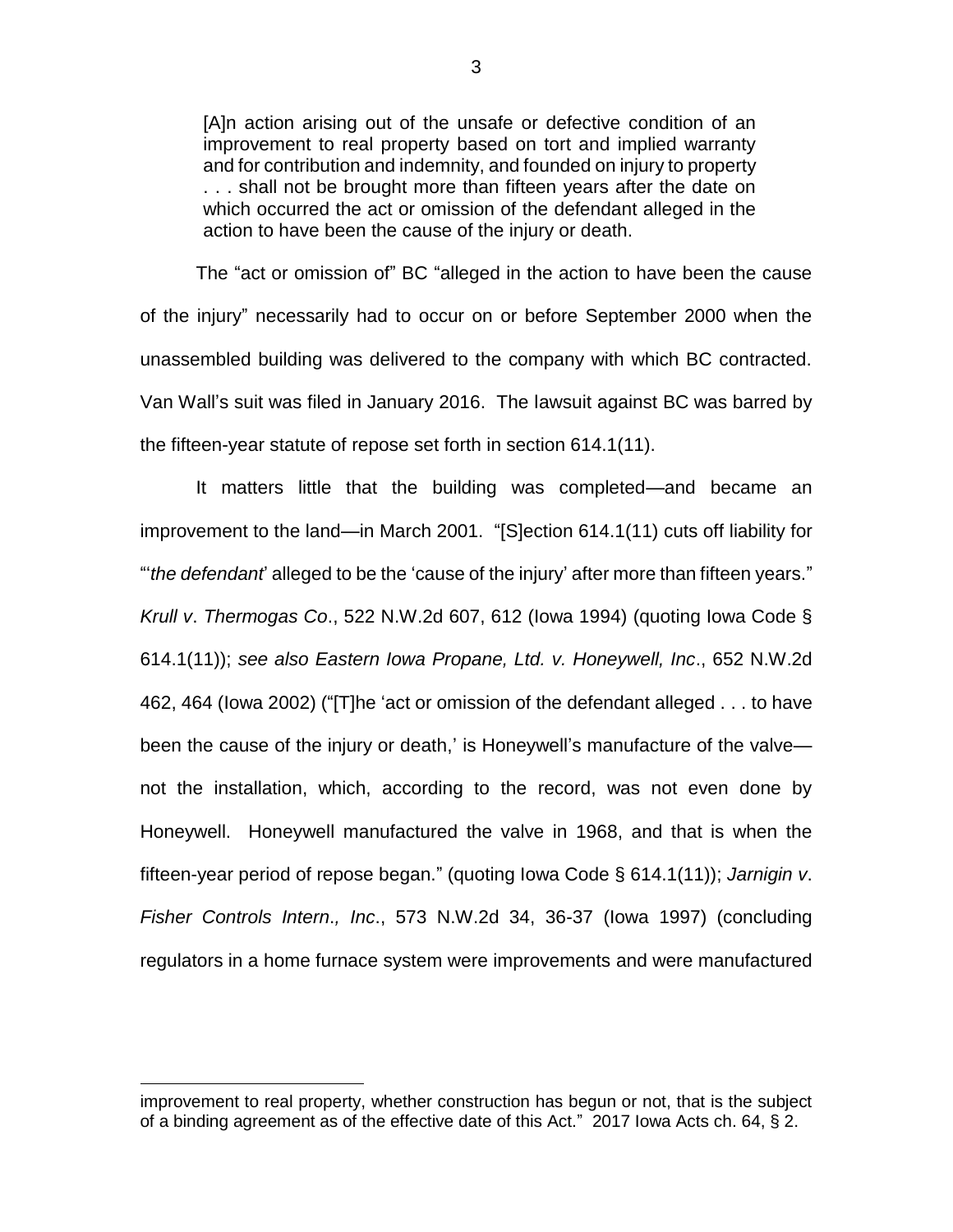> [A]n action arising out of the unsafe or defective condition of an improvement to real property based on tort and implied warranty and for contribution and indemnity, and founded on injury to property . . . shall not be brought more than fifteen years after the date on which occurred the act or omission of the defendant alleged in the action to have been the cause of the injury or death.

The "act or omission of" BC "alleged in the action to have been the cause of the injury" necessarily had to occur on or before September 2000 when the unassembled building was delivered to the company with which BC contracted. Van Wall's suit was filed in January 2016. The lawsuit against BC was barred by the fifteen-year statute of repose set forth in section 614.1(11).

It matters little that the building was completed—and became an improvement to the land—in March 2001. "[S]ection 614.1(11) cuts off liability for "'*the defendant*' alleged to be the 'cause of the injury' after more than fifteen years." *Krull v. Thermogas Co.*, 522 N.W.2d 607, 612 (Iowa 1994) (quoting Iowa Code § 614.1(11)); *see also Eastern Iowa Propane, Ltd. v. Honeywell, Inc.*, 652 N.W.2d 462, 464 (Iowa 2002) ("[T]he 'act or omission of the defendant alleged . . . to have been the cause of the injury or death,' is Honeywell's manufacture of the valve—not the installation, which, according to the record, was not even done by Honeywell. Honeywell manufactured the valve in 1968, and that is when the fifteen-year period of repose began." (quoting Iowa Code § 614.1(11)); *Jarnigin v. Fisher Controls Intern., Inc.*, 573 N.W.2d 34, 36-37 (Iowa 1997) (concluding regulators in a home furnace system were improvements and were manufactured

---

improvement to real property, whether construction has begun or not, that is the subject of a binding agreement as of the effective date of this Act." 2017 Iowa Acts ch. 64, § 2.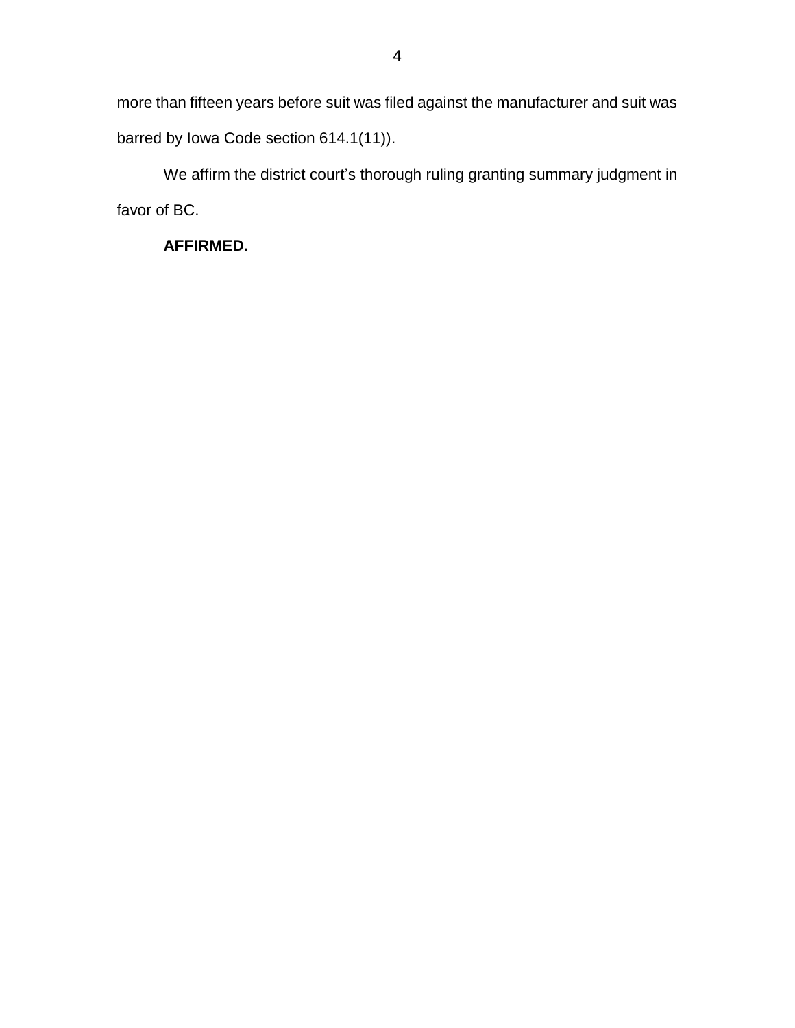more than fifteen years before suit was filed against the manufacturer and suit was barred by Iowa Code section 614.1(11)).

We affirm the district court's thorough ruling granting summary judgment in favor of BC.

**AFFIRMED.**